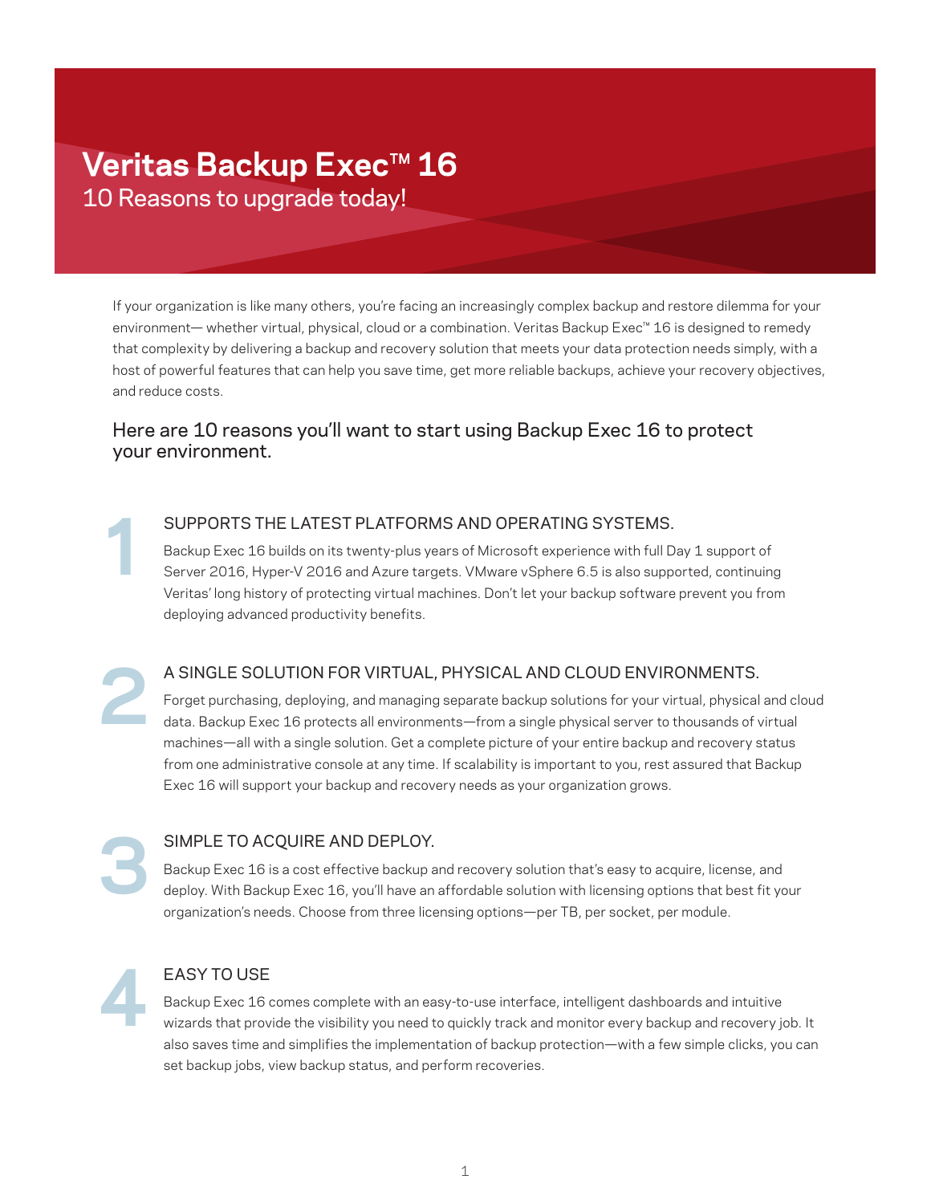# Veritas Backup Exec™ 16

## 10 Reasons to upgrade today!

If your organization is like many others, you're facing an increasingly complex backup and restore dilemma for your environment— whether virtual, physical, cloud or a combination. Veritas Backup Exec™ 16 is designed to remedy that complexity by delivering a backup and recovery solution that meets your data protection needs simply, with a host of powerful features that can help you save time, get more reliable backups, achieve your recovery objectives, and reduce costs.

### Here are 10 reasons you'll want to start using Backup Exec 16 to protect your environment.

**1**

#### SUPPORTS THE LATEST PLATFORMS AND OPERATING SYSTEMS.

Backup Exec 16 builds on its twenty-plus years of Microsoft experience with full Day 1 support of Server 2016, Hyper-V 2016 and Azure targets. VMware vSphere 6.5 is also supported, continuing Veritas' long history of protecting virtual machines. Don't let your backup software prevent you from deploying advanced productivity benefits.

**2**

#### A SINGLE SOLUTION FOR VIRTUAL, PHYSICAL AND CLOUD ENVIRONMENTS.

Forget purchasing, deploying, and managing separate backup solutions for your virtual, physical and cloud data. Backup Exec 16 protects all environments—from a single physical server to thousands of virtual machines—all with a single solution. Get a complete picture of your entire backup and recovery status from one administrative console at any time. If scalability is important to you, rest assured that Backup Exec 16 will support your backup and recovery needs as your organization grows.

**3**

#### SIMPLE TO ACQUIRE AND DEPLOY.

Backup Exec 16 is a cost effective backup and recovery solution that's easy to acquire, license, and deploy. With Backup Exec 16, you'll have an affordable solution with licensing options that best fit your organization's needs. Choose from three licensing options—per TB, per socket, per module.

**4**

#### EASY TO USE

Backup Exec 16 comes complete with an easy-to-use interface, intelligent dashboards and intuitive wizards that provide the visibility you need to quickly track and monitor every backup and recovery job. It also saves time and simplifies the implementation of backup protection—with a few simple clicks, you can set backup jobs, view backup status, and perform recoveries.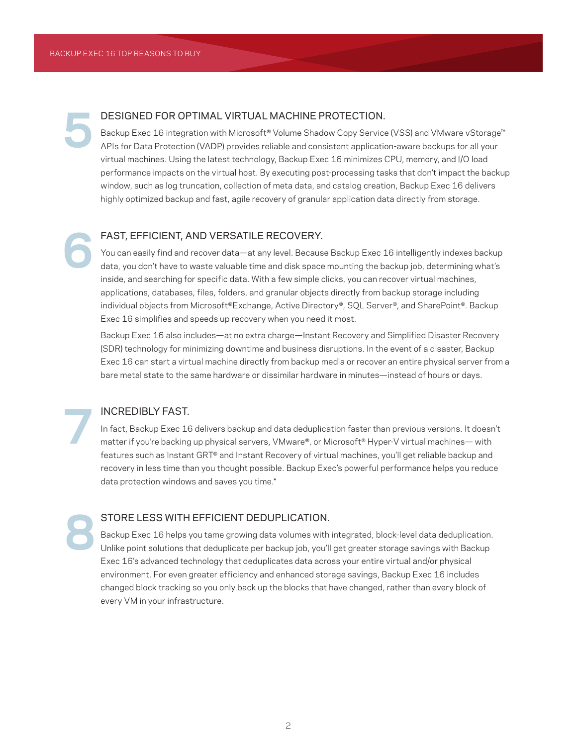## 5 DESIGNED FOR OPTIMAL VIRTUAL MACHINE PROTECTION.

Backup Exec 16 integration with Microsoft® Volume Shadow Copy Service (VSS) and VMware vStorage™ APIs for Data Protection (VADP) provides reliable and consistent application-aware backups for all your virtual machines. Using the latest technology, Backup Exec 16 minimizes CPU, memory, and I/O load performance impacts on the virtual host. By executing post-processing tasks that don't impact the backup window, such as log truncation, collection of meta data, and catalog creation, Backup Exec 16 delivers highly optimized backup and fast, agile recovery of granular application data directly from storage.

## 6 FAST, EFFICIENT, AND VERSATILE RECOVERY.

You can easily find and recover data—at any level. Because Backup Exec 16 intelligently indexes backup data, you don't have to waste valuable time and disk space mounting the backup job, determining what's inside, and searching for specific data. With a few simple clicks, you can recover virtual machines, applications, databases, files, folders, and granular objects directly from backup storage including individual objects from Microsoft®Exchange, Active Directory®, SQL Server®, and SharePoint®. Backup Exec 16 simplifies and speeds up recovery when you need it most.

Backup Exec 16 also includes—at no extra charge—Instant Recovery and Simplified Disaster Recovery (SDR) technology for minimizing downtime and business disruptions. In the event of a disaster, Backup Exec 16 can start a virtual machine directly from backup media or recover an entire physical server from a bare metal state to the same hardware or dissimilar hardware in minutes—instead of hours or days.

## 7 INCREDIBLY FAST.

In fact, Backup Exec 16 delivers backup and data deduplication faster than previous versions. It doesn't matter if you're backing up physical servers, VMware®, or Microsoft® Hyper-V virtual machines— with features such as Instant GRT® and Instant Recovery of virtual machines, you'll get reliable backup and recovery in less time than you thought possible. Backup Exec's powerful performance helps you reduce data protection windows and saves you time.*

## 8 STORE LESS WITH EFFICIENT DEDUPLICATION.

Backup Exec 16 helps you tame growing data volumes with integrated, block-level data deduplication. Unlike point solutions that deduplicate per backup job, you'll get greater storage savings with Backup Exec 16's advanced technology that deduplicates data across your entire virtual and/or physical environment. For even greater efficiency and enhanced storage savings, Backup Exec 16 includes changed block tracking so you only back up the blocks that have changed, rather than every block of every VM in your infrastructure.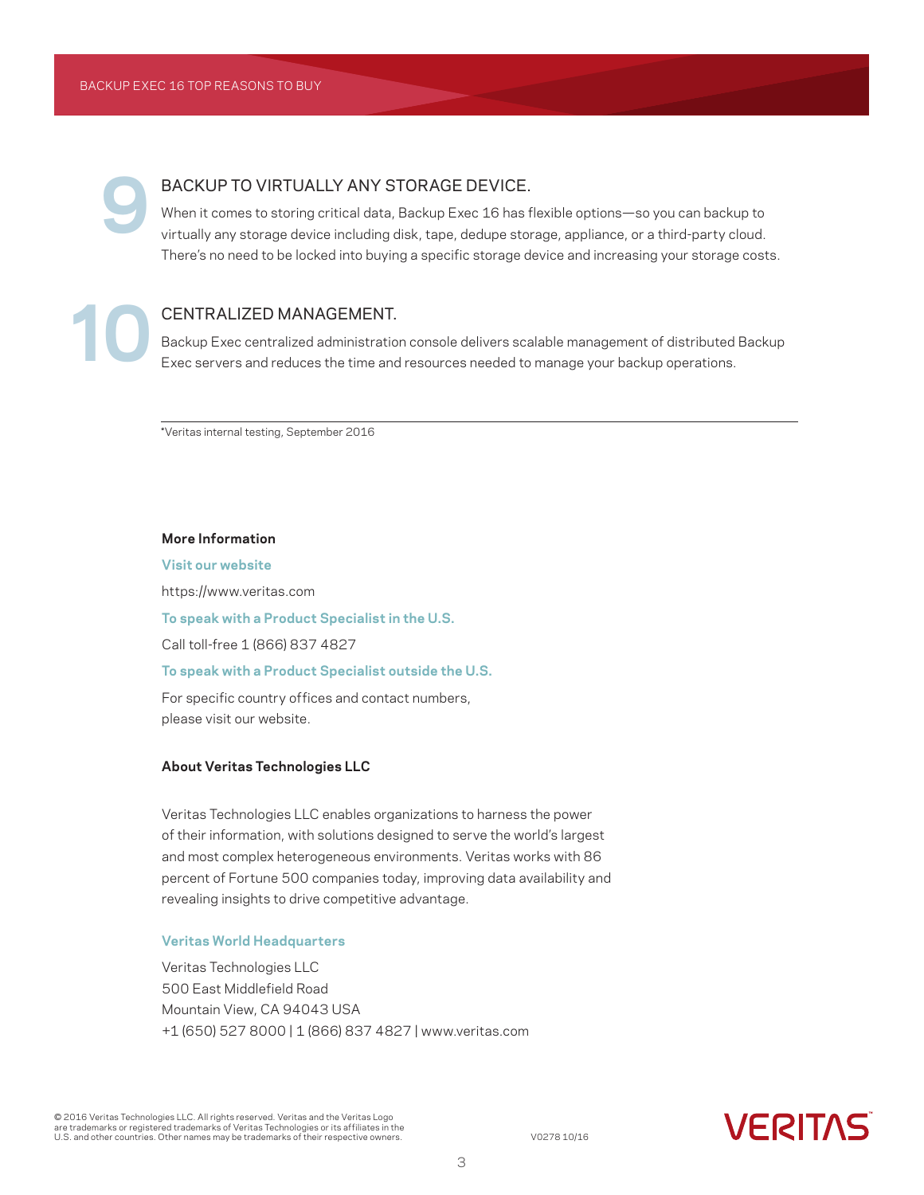## 9 BACKUP TO VIRTUALLY ANY STORAGE DEVICE.

When it comes to storing critical data, Backup Exec 16 has flexible options—so you can backup to virtually any storage device including disk, tape, dedupe storage, appliance, or a third-party cloud. There's no need to be locked into buying a specific storage device and increasing your storage costs.

## 10 CENTRALIZED MANAGEMENT.

Backup Exec centralized administration console delivers scalable management of distributed Backup Exec servers and reduces the time and resources needed to manage your backup operations.

---

*Veritas internal testing, September 2016

**More Information**

**Visit our website**

https://www.veritas.com

**To speak with a Product Specialist in the U.S.**

Call toll-free 1 (866) 837 4827

**To speak with a Product Specialist outside the U.S.**

For specific country offices and contact numbers, please visit our website.

**About Veritas Technologies LLC**

Veritas Technologies LLC enables organizations to harness the power of their information, with solutions designed to serve the world's largest and most complex heterogeneous environments. Veritas works with 86 percent of Fortune 500 companies today, improving data availability and revealing insights to drive competitive advantage.

**Veritas World Headquarters**

Veritas Technologies LLC
500 East Middlefield Road
Mountain View, CA 94043 USA
+1 (650) 527 8000 | 1 (866) 837 4827 | www.veritas.com

© 2016 Veritas Technologies LLC. All rights reserved. Veritas and the Veritas Logo are trademarks or registered trademarks of Veritas Technologies or its affiliates in the U.S. and other countries. Other names may be trademarks of their respective owners.

V0278 10/16

VERITAS™